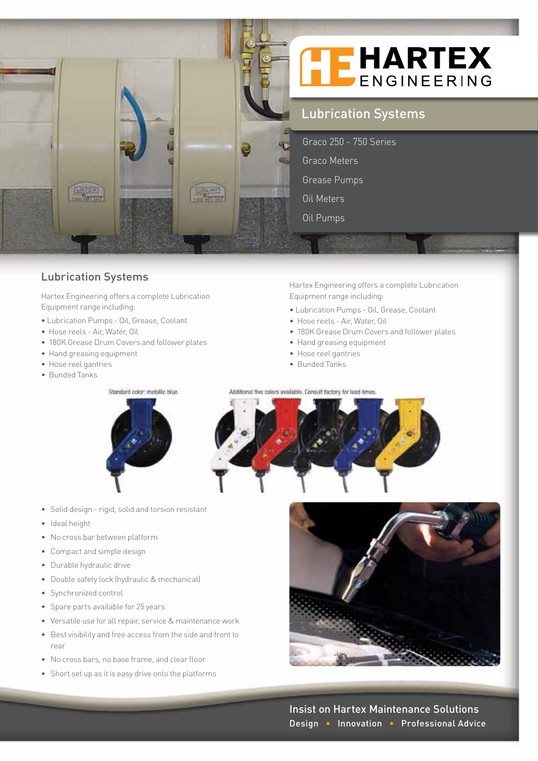# HARTEX ENGINEERING

## Lubrication Systems

- Graco 250 - 750 Series
- Graco Meters
- Grease Pumps
- Oil Meters
- Oil Pumps

## Lubrication Systems

Hartex Engineering offers a complete Lubrication Equipment range including:

- Lubrication Pumps - Oil, Grease, Coolant
- Hose reels - Air, Water, Oil
- 180K Grease Drum Covers and follower plates
- Hand greasing equipment
- Hose reel gantries
- Bunded Tanks

Hartex Engineering offers a complete Lubrication Equipment range including:

- Lubrication Pumps - Oil, Grease, Coolant
- Hose reels - Air, Water, Oil
- 180K Grease Drum Covers and follower plates
- Hand greasing equipment
- Hose reel gantries
- Bunded Tanks

Standard color: metallic blue.

Additional five colors available. Consult factory for lead times.

- Solid design - rigid, solid and torsion resistant
- Ideal height
- No cross bar between platform
- Compact and simple design
- Durable hydraulic drive
- Double safety lock (hydraulic & mechanical)
- Synchronized control
- Spare parts available for 25 years
- Versatile use for all repair, service & maintenance work
- Best visibility and free access from the side and front to rear
- No cross bars, no base frame, and clear floor
- Short set up as it is easy drive onto the platforms

Insist on Hartex Maintenance Solutions

Design • Innovation • Professional Advice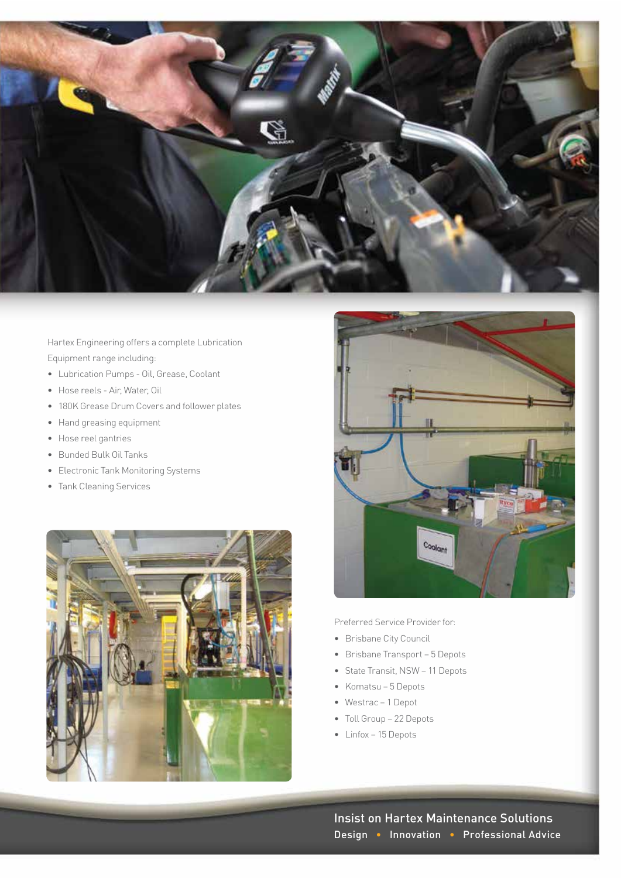Hartex Engineering offers a complete Lubrication Equipment range including:

- Lubrication Pumps - Oil, Grease, Coolant
- Hose reels - Air, Water, Oil
- 180K Grease Drum Covers and follower plates
- Hand greasing equipment
- Hose reel gantries
- Bunded Bulk Oil Tanks
- Electronic Tank Monitoring Systems
- Tank Cleaning Services

Preferred Service Provider for:

- Brisbane City Council
- Brisbane Transport – 5 Depots
- State Transit, NSW – 11 Depots
- Komatsu – 5 Depots
- Westrac – 1 Depot
- Toll Group – 22 Depots
- Linfox – 15 Depots

**Insist on Hartex Maintenance Solutions**

**Design • Innovation • Professional Advice**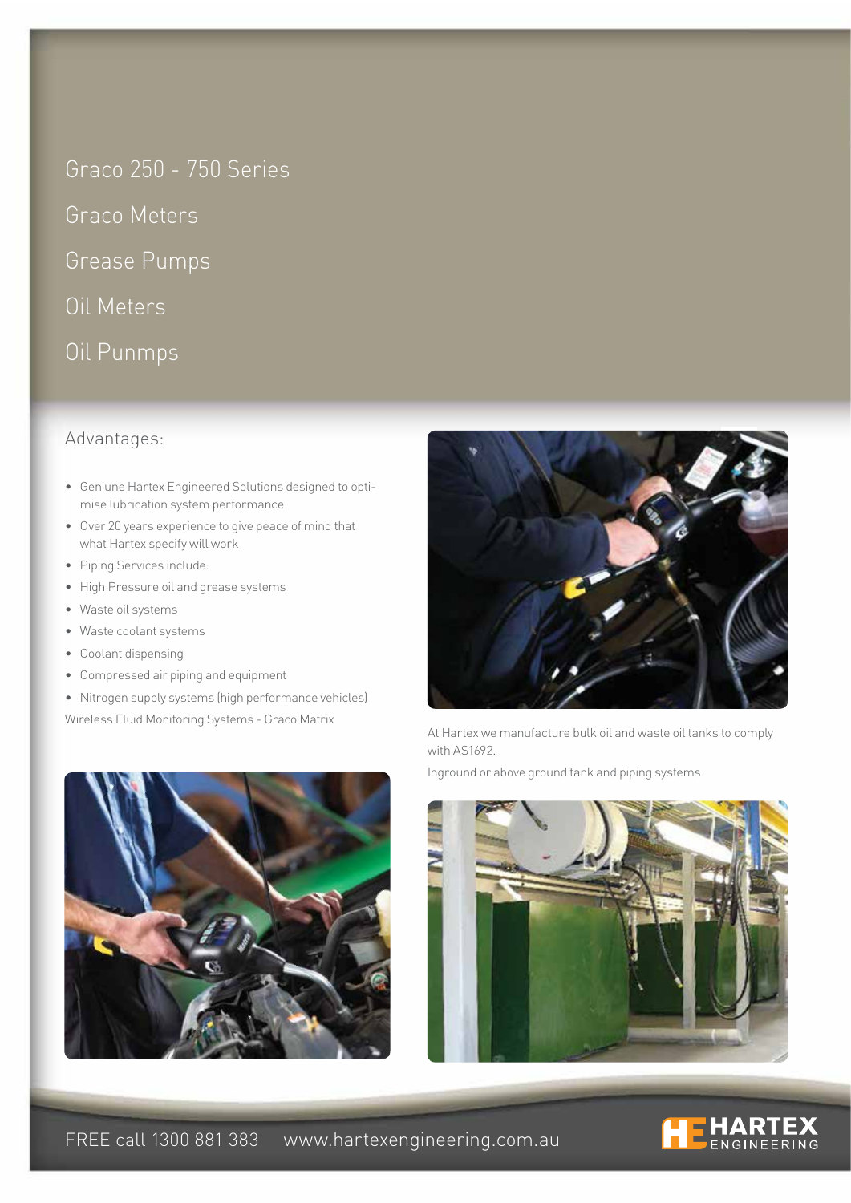## Graco 250 - 750 Series

## Graco Meters

## Grease Pumps

## Oil Meters

## Oil Punmps

### Advantages:

- Geniune Hartex Engineered Solutions designed to optimise lubrication system performance
- Over 20 years experience to give peace of mind that what Hartex specify will work
- Piping Services include:
- High Pressure oil and grease systems
- Waste oil systems
- Waste coolant systems
- Coolant dispensing
- Compressed air piping and equipment
- Nitrogen supply systems (high performance vehicles)

Wireless Fluid Monitoring Systems - Graco Matrix

At Hartex we manufacture bulk oil and waste oil tanks to comply with AS1692.

Inground or above ground tank and piping systems

FREE call 1300 881 383 www.hartexengineering.com.au

HARTEX ENGINEERING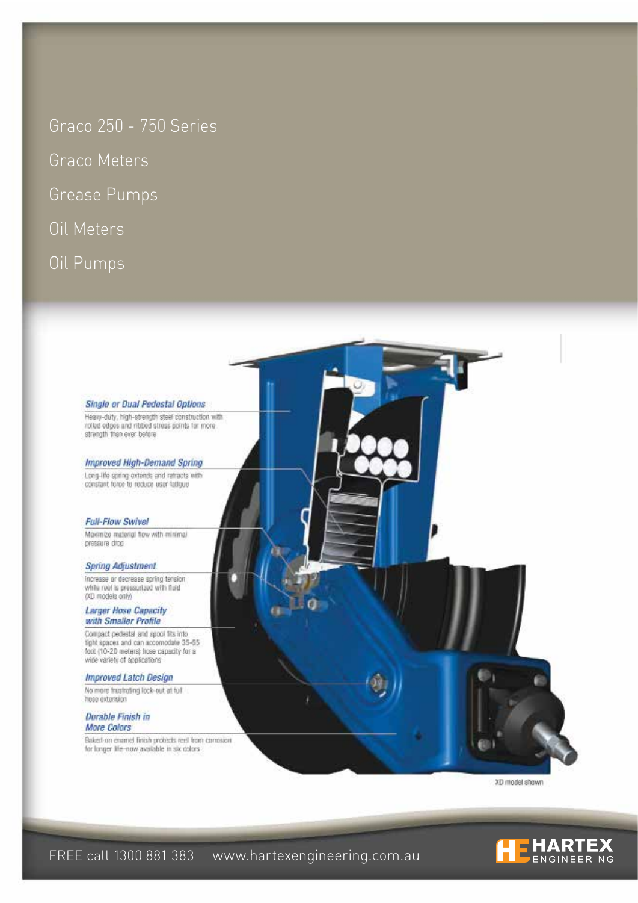Graco 250 - 750 Series

Graco Meters

Grease Pumps

Oil Meters

Oil Pumps

**_Single or Dual Pedestal Options_**

Heavy-duty, high-strength steel construction with rolled edges and ribbed stress points for more strength than ever before

**_Improved High-Demand Spring_**

Long-life spring extends and retracts with constant force to reduce user fatigue

**_Full-Flow Swivel_**

Maximize material flow with minimal pressure drop

**_Spring Adjustment_**

Increase or decrease spring tension while reel is pressurized with fluid (XD models only)

**_Larger Hose Capacity with Smaller Profile_**

Compact pedestal and spool fits into tight spaces and can accomodate 35-65 foot (10-20 meters) hose capacity for a wide variety of applications

**_Improved Latch Design_**

No more frustrating lock-out at full hose extension

**_Durable Finish in More Colors_**

Baked-on enamel finish protects reel from corrosion for longer life–now available in six colors

XD model shown

FREE call 1300 881 383 www.hartexengineering.com.au

HARTEX ENGINEERING